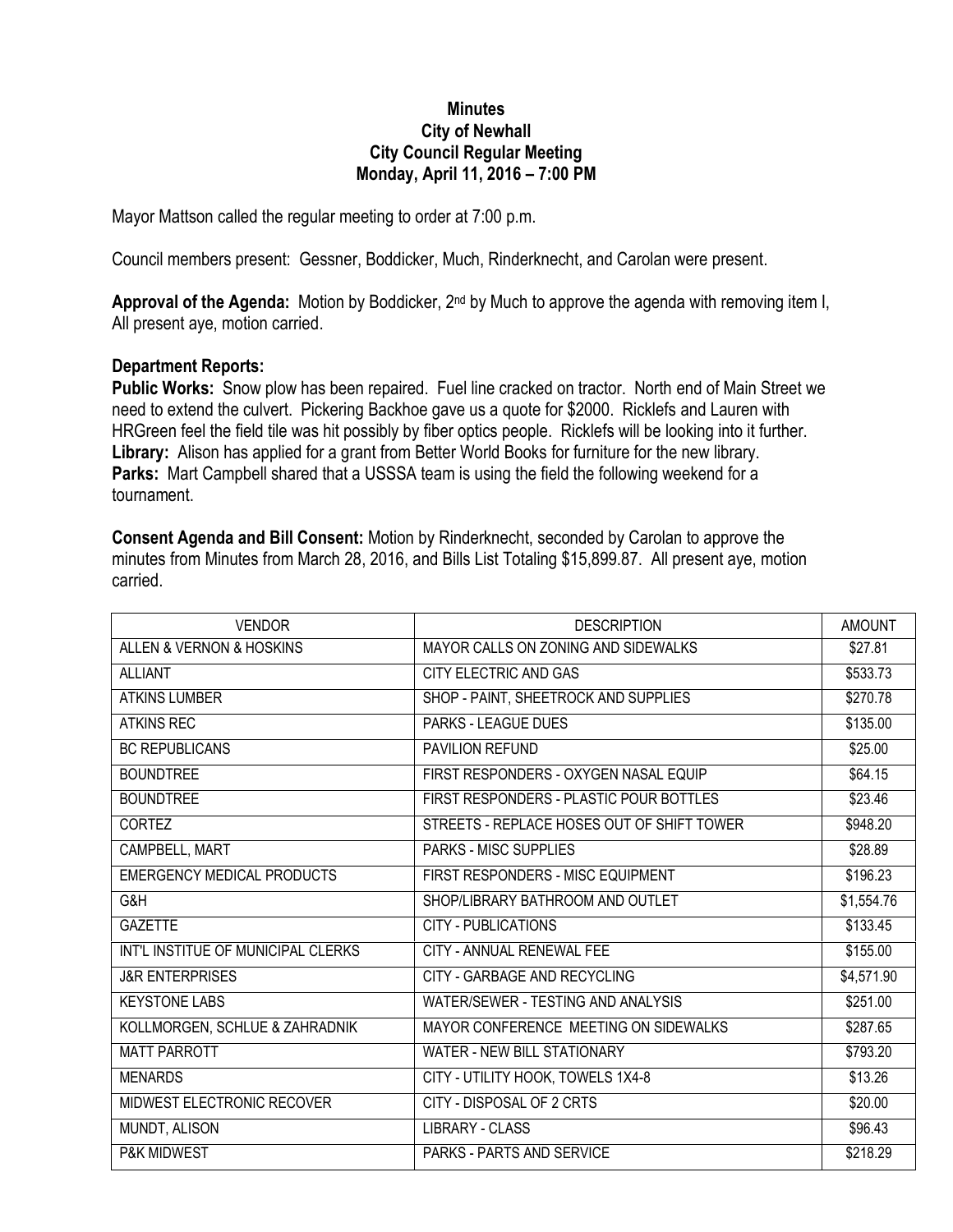# Minutes
## City of Newhall
## City Council Regular Meeting
## Monday, April 11, 2016 – 7:00 PM

Mayor Mattson called the regular meeting to order at 7:00 p.m.

Council members present: Gessner, Boddicker, Much, Rinderknecht, and Carolan were present.

**Approval of the Agenda:** Motion by Boddicker, 2nd by Much to approve the agenda with removing item I, All present aye, motion carried.

**Department Reports:**

**Public Works:** Snow plow has been repaired. Fuel line cracked on tractor. North end of Main Street we need to extend the culvert. Pickering Backhoe gave us a quote for $2000. Ricklefs and Lauren with HRGreen feel the field tile was hit possibly by fiber optics people. Ricklefs will be looking into it further.
**Library:** Alison has applied for a grant from Better World Books for furniture for the new library.
**Parks:** Mart Campbell shared that a USSSA team is using the field the following weekend for a tournament.

**Consent Agenda and Bill Consent:** Motion by Rinderknecht, seconded by Carolan to approve the minutes from Minutes from March 28, 2016, and Bills List Totaling $15,899.87. All present aye, motion carried.

| VENDOR | DESCRIPTION | AMOUNT |
|---|---|---|
| ALLEN & VERNON & HOSKINS | MAYOR CALLS ON ZONING AND SIDEWALKS | $27.81 |
| ALLIANT | CITY ELECTRIC AND GAS | $533.73 |
| ATKINS LUMBER | SHOP - PAINT, SHEETROCK AND SUPPLIES | $270.78 |
| ATKINS REC | PARKS - LEAGUE DUES | $135.00 |
| BC REPUBLICANS | PAVILION REFUND | $25.00 |
| BOUNDTREE | FIRST RESPONDERS - OXYGEN NASAL EQUIP | $64.15 |
| BOUNDTREE | FIRST RESPONDERS - PLASTIC POUR BOTTLES | $23.46 |
| CORTEZ | STREETS - REPLACE HOSES OUT OF SHIFT TOWER | $948.20 |
| CAMPBELL, MART | PARKS - MISC SUPPLIES | $28.89 |
| EMERGENCY MEDICAL PRODUCTS | FIRST RESPONDERS - MISC EQUIPMENT | $196.23 |
| G&H | SHOP/LIBRARY BATHROOM AND OUTLET | $1,554.76 |
| GAZETTE | CITY - PUBLICATIONS | $133.45 |
| INT'L INSTITUE OF MUNICIPAL CLERKS | CITY - ANNUAL RENEWAL FEE | $155.00 |
| J&R ENTERPRISES | CITY - GARBAGE AND RECYCLING | $4,571.90 |
| KEYSTONE LABS | WATER/SEWER - TESTING AND ANALYSIS | $251.00 |
| KOLLMORGEN, SCHLUE & ZAHRADNIK | MAYOR CONFERENCE MEETING ON SIDEWALKS | $287.65 |
| MATT PARROTT | WATER - NEW BILL STATIONARY | $793.20 |
| MENARDS | CITY - UTILITY HOOK, TOWELS 1X4-8 | $13.26 |
| MIDWEST ELECTRONIC RECOVER | CITY - DISPOSAL OF 2 CRTS | $20.00 |
| MUNDT, ALISON | LIBRARY - CLASS | $96.43 |
| P&K MIDWEST | PARKS - PARTS AND SERVICE | $218.29 |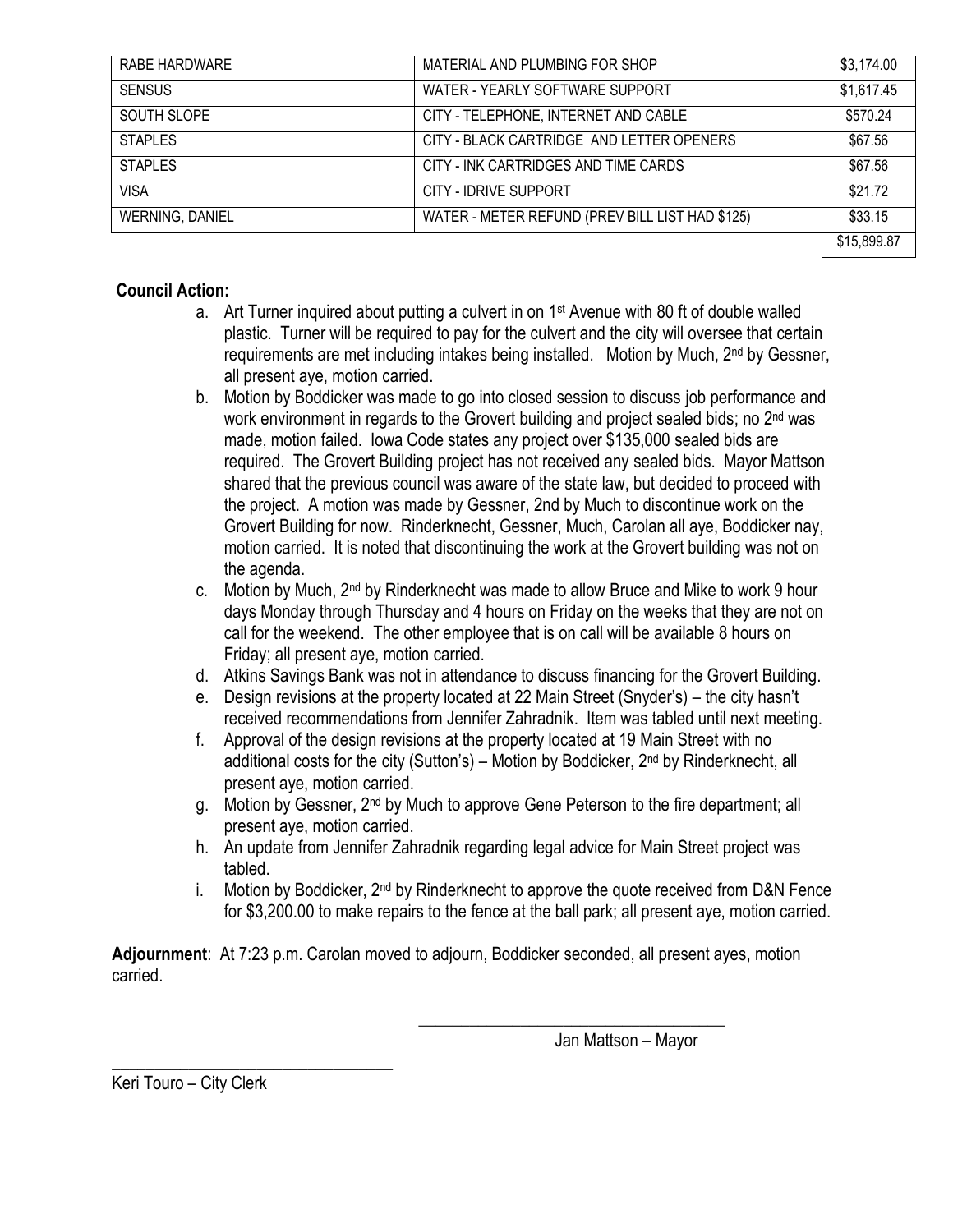| | | |
|---|---|---|
| RABE HARDWARE | MATERIAL AND PLUMBING FOR SHOP | \$3,174.00 |
| SENSUS | WATER - YEARLY SOFTWARE SUPPORT | \$1,617.45 |
| SOUTH SLOPE | CITY - TELEPHONE, INTERNET AND CABLE | \$570.24 |
| STAPLES | CITY - BLACK CARTRIDGE AND LETTER OPENERS | \$67.56 |
| STAPLES | CITY - INK CARTRIDGES AND TIME CARDS | \$67.56 |
| VISA | CITY - IDRIVE SUPPORT | \$21.72 |
| WERNING, DANIEL | WATER - METER REFUND (PREV BILL LIST HAD \$125) | \$33.15 |
| | | \$15,899.87 |

**Council Action:**

a. Art Turner inquired about putting a culvert in on 1st Avenue with 80 ft of double walled plastic. Turner will be required to pay for the culvert and the city will oversee that certain requirements are met including intakes being installed. Motion by Much, 2nd by Gessner, all present aye, motion carried.
b. Motion by Boddicker was made to go into closed session to discuss job performance and work environment in regards to the Grovert building and project sealed bids; no 2nd was made, motion failed. Iowa Code states any project over \$135,000 sealed bids are required. The Grovert Building project has not received any sealed bids. Mayor Mattson shared that the previous council was aware of the state law, but decided to proceed with the project. A motion was made by Gessner, 2nd by Much to discontinue work on the Grovert Building for now. Rinderknecht, Gessner, Much, Carolan all aye, Boddicker nay, motion carried. It is noted that discontinuing the work at the Grovert building was not on the agenda.
c. Motion by Much, 2nd by Rinderknecht was made to allow Bruce and Mike to work 9 hour days Monday through Thursday and 4 hours on Friday on the weeks that they are not on call for the weekend. The other employee that is on call will be available 8 hours on Friday; all present aye, motion carried.
d. Atkins Savings Bank was not in attendance to discuss financing for the Grovert Building.
e. Design revisions at the property located at 22 Main Street (Snyder's) – the city hasn't received recommendations from Jennifer Zahradnik. Item was tabled until next meeting.
f. Approval of the design revisions at the property located at 19 Main Street with no additional costs for the city (Sutton's) – Motion by Boddicker, 2nd by Rinderknecht, all present aye, motion carried.
g. Motion by Gessner, 2nd by Much to approve Gene Peterson to the fire department; all present aye, motion carried.
h. An update from Jennifer Zahradnik regarding legal advice for Main Street project was tabled.
i. Motion by Boddicker, 2nd by Rinderknecht to approve the quote received from D&N Fence for \$3,200.00 to make repairs to the fence at the ball park; all present aye, motion carried.

**Adjournment**: At 7:23 p.m. Carolan moved to adjourn, Boddicker seconded, all present ayes, motion carried.

\_\_\_\_\_\_\_\_\_\_\_\_\_\_\_\_\_\_\_\_\_\_\_\_\_\_\_\_\_\_\_\_\_\_\_\_

Jan Mattson – Mayor

\_\_\_\_\_\_\_\_\_\_\_\_\_\_\_\_\_\_\_\_\_\_\_\_\_\_\_\_\_\_\_\_\_\_\_\_

Keri Touro – City Clerk